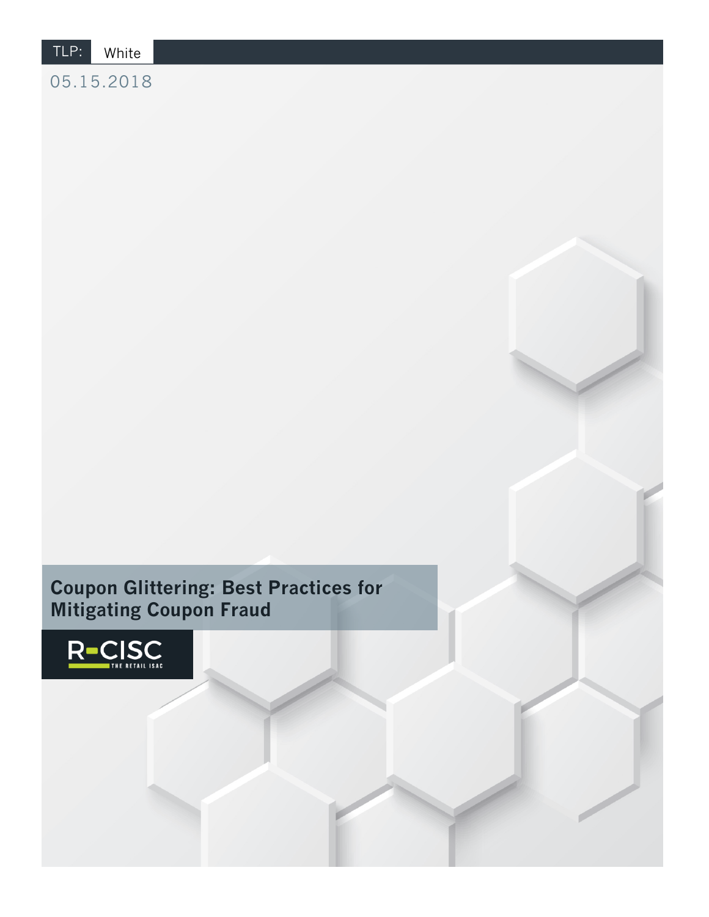TLP: White

05.15.2018

# Coupon Glittering: Best Practices for Mitigating Coupon Fraud

R-CISC THE RETAIL ISAC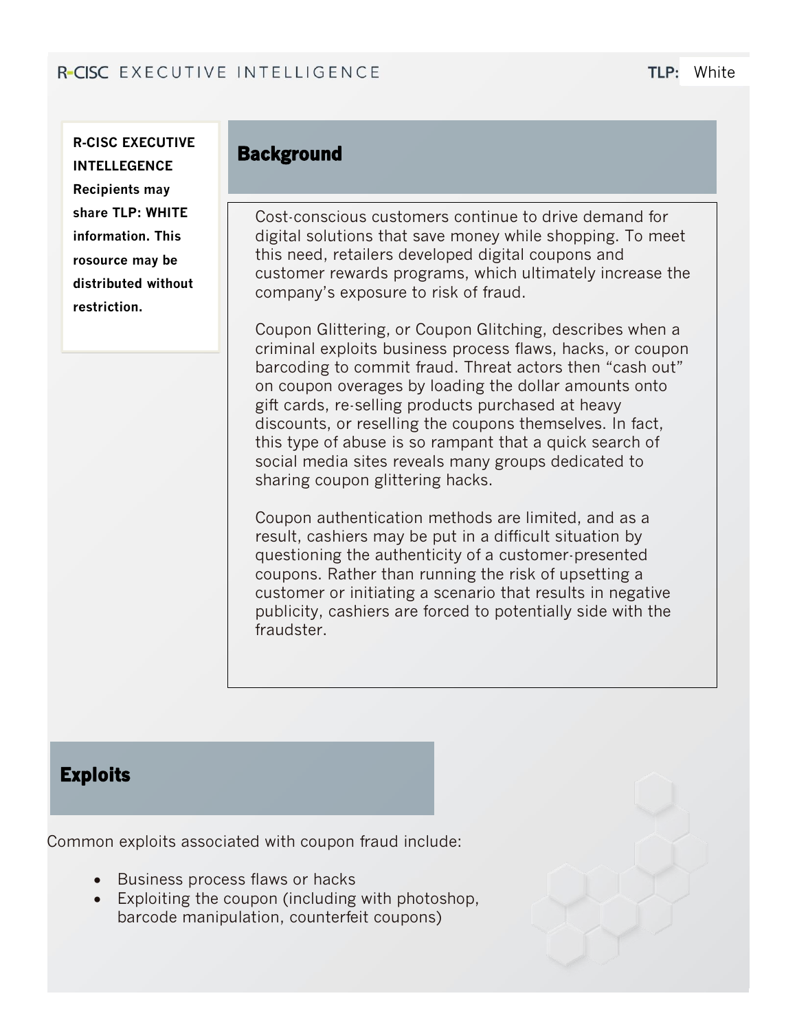**R-CISC EXECUTIVE INTELLEGENCE Recipients may share TLP: WHITE information. This rosource may be distributed without restriction.**

## Background

Cost-conscious customers continue to drive demand for digital solutions that save money while shopping. To meet this need, retailers developed digital coupons and customer rewards programs, which ultimately increase the company's exposure to risk of fraud.

Coupon Glittering, or Coupon Glitching, describes when a criminal exploits business process flaws, hacks, or coupon barcoding to commit fraud. Threat actors then "cash out" on coupon overages by loading the dollar amounts onto gift cards, re-selling products purchased at heavy discounts, or reselling the coupons themselves. In fact, this type of abuse is so rampant that a quick search of social media sites reveals many groups dedicated to sharing coupon glittering hacks.

Coupon authentication methods are limited, and as a result, cashiers may be put in a difficult situation by questioning the authenticity of a customer-presented coupons. Rather than running the risk of upsetting a customer or initiating a scenario that results in negative publicity, cashiers are forced to potentially side with the fraudster.

## Exploits

Common exploits associated with coupon fraud include:

- Business process flaws or hacks
- Exploiting the coupon (including with photoshop, barcode manipulation, counterfeit coupons)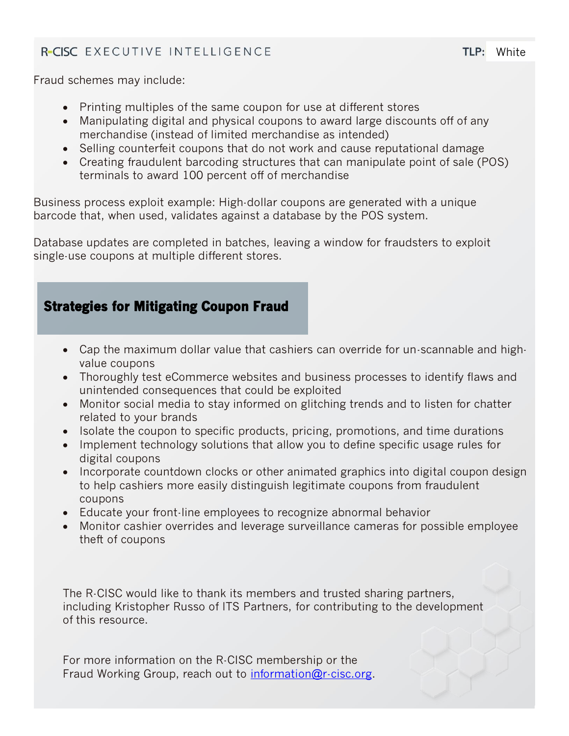Fraud schemes may include:

- Printing multiples of the same coupon for use at different stores
- Manipulating digital and physical coupons to award large discounts off of any merchandise (instead of limited merchandise as intended)
- Selling counterfeit coupons that do not work and cause reputational damage
- Creating fraudulent barcoding structures that can manipulate point of sale (POS) terminals to award 100 percent off of merchandise

Business process exploit example: High-dollar coupons are generated with a unique barcode that, when used, validates against a database by the POS system.

Database updates are completed in batches, leaving a window for fraudsters to exploit single-use coupons at multiple different stores.

## Strategies for Mitigating Coupon Fraud

- Cap the maximum dollar value that cashiers can override for un-scannable and high-value coupons
- Thoroughly test eCommerce websites and business processes to identify flaws and unintended consequences that could be exploited
- Monitor social media to stay informed on glitching trends and to listen for chatter related to your brands
- Isolate the coupon to specific products, pricing, promotions, and time durations
- Implement technology solutions that allow you to define specific usage rules for digital coupons
- Incorporate countdown clocks or other animated graphics into digital coupon design to help cashiers more easily distinguish legitimate coupons from fraudulent coupons
- Educate your front-line employees to recognize abnormal behavior
- Monitor cashier overrides and leverage surveillance cameras for possible employee theft of coupons

The R-CISC would like to thank its members and trusted sharing partners, including Kristopher Russo of ITS Partners, for contributing to the development of this resource.

For more information on the R-CISC membership or the Fraud Working Group, reach out to information@r-cisc.org.